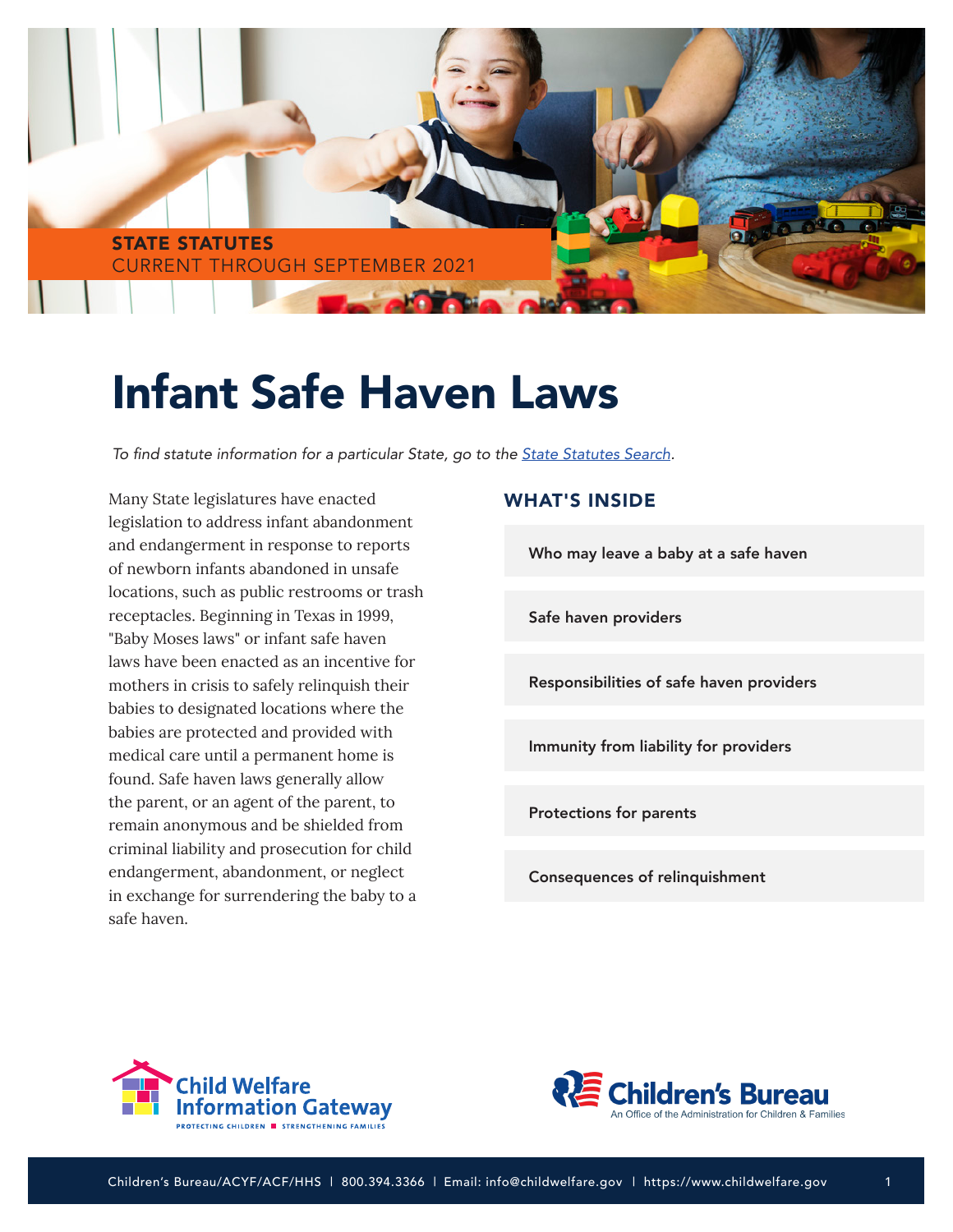STATE STATUTES
CURRENT THROUGH SEPTEMBER 2021

# Infant Safe Haven Laws

*To find statute information for a particular State, go to the State Statutes Search.*

Many State legislatures have enacted legislation to address infant abandonment and endangerment in response to reports of newborn infants abandoned in unsafe locations, such as public restrooms or trash receptacles. Beginning in Texas in 1999, "Baby Moses laws" or infant safe haven laws have been enacted as an incentive for mothers in crisis to safely relinquish their babies to designated locations where the babies are protected and provided with medical care until a permanent home is found. Safe haven laws generally allow the parent, or an agent of the parent, to remain anonymous and be shielded from criminal liability and prosecution for child endangerment, abandonment, or neglect in exchange for surrendering the baby to a safe haven.

## WHAT'S INSIDE

- Who may leave a baby at a safe haven
- Safe haven providers
- Responsibilities of safe haven providers
- Immunity from liability for providers
- Protections for parents
- Consequences of relinquishment

Child Welfare Information Gateway — PROTECTING CHILDREN ■ STRENGTHENING FAMILIES

Children's Bureau — An Office of the Administration for Children & Families

Children's Bureau/ACYF/ACF/HHS | 800.394.3366 | Email: info@childwelfare.gov | https://www.childwelfare.gov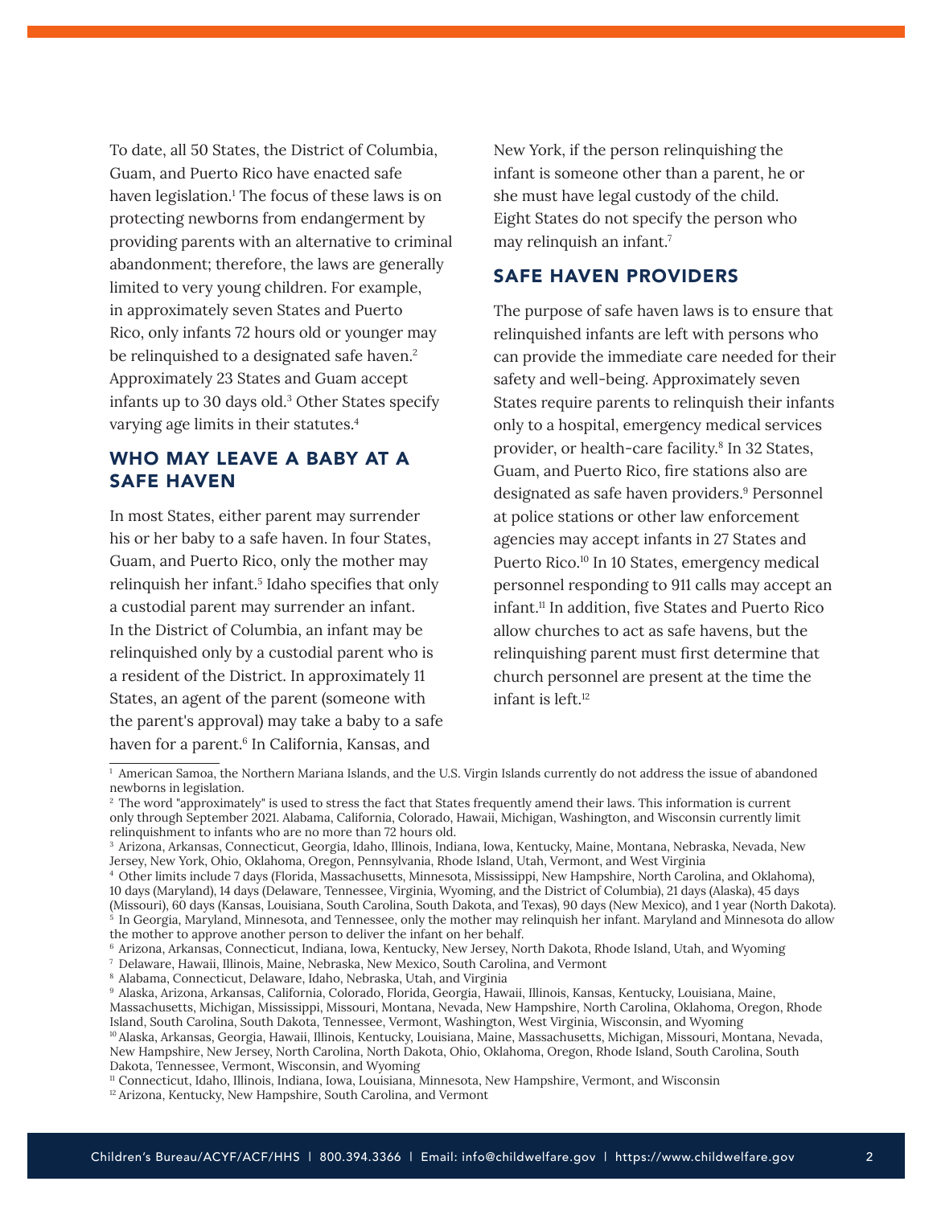To date, all 50 States, the District of Columbia, Guam, and Puerto Rico have enacted safe haven legislation.[1] The focus of these laws is on protecting newborns from endangerment by providing parents with an alternative to criminal abandonment; therefore, the laws are generally limited to very young children. For example, in approximately seven States and Puerto Rico, only infants 72 hours old or younger may be relinquished to a designated safe haven.[2] Approximately 23 States and Guam accept infants up to 30 days old.[3] Other States specify varying age limits in their statutes.[4]

## WHO MAY LEAVE A BABY AT A SAFE HAVEN

In most States, either parent may surrender his or her baby to a safe haven. In four States, Guam, and Puerto Rico, only the mother may relinquish her infant.[5] Idaho specifies that only a custodial parent may surrender an infant. In the District of Columbia, an infant may be relinquished only by a custodial parent who is a resident of the District. In approximately 11 States, an agent of the parent (someone with the parent's approval) may take a baby to a safe haven for a parent.[6] In California, Kansas, and New York, if the person relinquishing the infant is someone other than a parent, he or she must have legal custody of the child. Eight States do not specify the person who may relinquish an infant.[7]

## SAFE HAVEN PROVIDERS

The purpose of safe haven laws is to ensure that relinquished infants are left with persons who can provide the immediate care needed for their safety and well-being. Approximately seven States require parents to relinquish their infants only to a hospital, emergency medical services provider, or health-care facility.[8] In 32 States, Guam, and Puerto Rico, fire stations also are designated as safe haven providers.[9] Personnel at police stations or other law enforcement agencies may accept infants in 27 States and Puerto Rico.[10] In 10 States, emergency medical personnel responding to 911 calls may accept an infant.[11] In addition, five States and Puerto Rico allow churches to act as safe havens, but the relinquishing parent must first determine that church personnel are present at the time the infant is left.[12]

---

[1] American Samoa, the Northern Mariana Islands, and the U.S. Virgin Islands currently do not address the issue of abandoned newborns in legislation.

[2] The word "approximately" is used to stress the fact that States frequently amend their laws. This information is current only through September 2021. Alabama, California, Colorado, Hawaii, Michigan, Washington, and Wisconsin currently limit relinquishment to infants who are no more than 72 hours old.

[3] Arizona, Arkansas, Connecticut, Georgia, Idaho, Illinois, Indiana, Iowa, Kentucky, Maine, Montana, Nebraska, Nevada, New Jersey, New York, Ohio, Oklahoma, Oregon, Pennsylvania, Rhode Island, Utah, Vermont, and West Virginia

[4] Other limits include 7 days (Florida, Massachusetts, Minnesota, Mississippi, New Hampshire, North Carolina, and Oklahoma), 10 days (Maryland), 14 days (Delaware, Tennessee, Virginia, Wyoming, and the District of Columbia), 21 days (Alaska), 45 days (Missouri), 60 days (Kansas, Louisiana, South Carolina, South Dakota, and Texas), 90 days (New Mexico), and 1 year (North Dakota).

[5] In Georgia, Maryland, Minnesota, and Tennessee, only the mother may relinquish her infant. Maryland and Minnesota do allow the mother to approve another person to deliver the infant on her behalf.

[6] Arizona, Arkansas, Connecticut, Indiana, Iowa, Kentucky, New Jersey, North Dakota, Rhode Island, Utah, and Wyoming

[7] Delaware, Hawaii, Illinois, Maine, Nebraska, New Mexico, South Carolina, and Vermont

[8] Alabama, Connecticut, Delaware, Idaho, Nebraska, Utah, and Virginia

[9] Alaska, Arizona, Arkansas, California, Colorado, Florida, Georgia, Hawaii, Illinois, Kansas, Kentucky, Louisiana, Maine, Massachusetts, Michigan, Mississippi, Missouri, Montana, Nevada, New Hampshire, North Carolina, Oklahoma, Oregon, Rhode Island, South Carolina, South Dakota, Tennessee, Vermont, Washington, West Virginia, Wisconsin, and Wyoming

[10] Alaska, Arkansas, Georgia, Hawaii, Illinois, Kentucky, Louisiana, Maine, Massachusetts, Michigan, Missouri, Montana, Nevada, New Hampshire, New Jersey, North Carolina, North Dakota, Ohio, Oklahoma, Oregon, Rhode Island, South Carolina, South Dakota, Tennessee, Vermont, Wisconsin, and Wyoming

[11] Connecticut, Idaho, Illinois, Indiana, Iowa, Louisiana, Minnesota, New Hampshire, Vermont, and Wisconsin

[12] Arizona, Kentucky, New Hampshire, South Carolina, and Vermont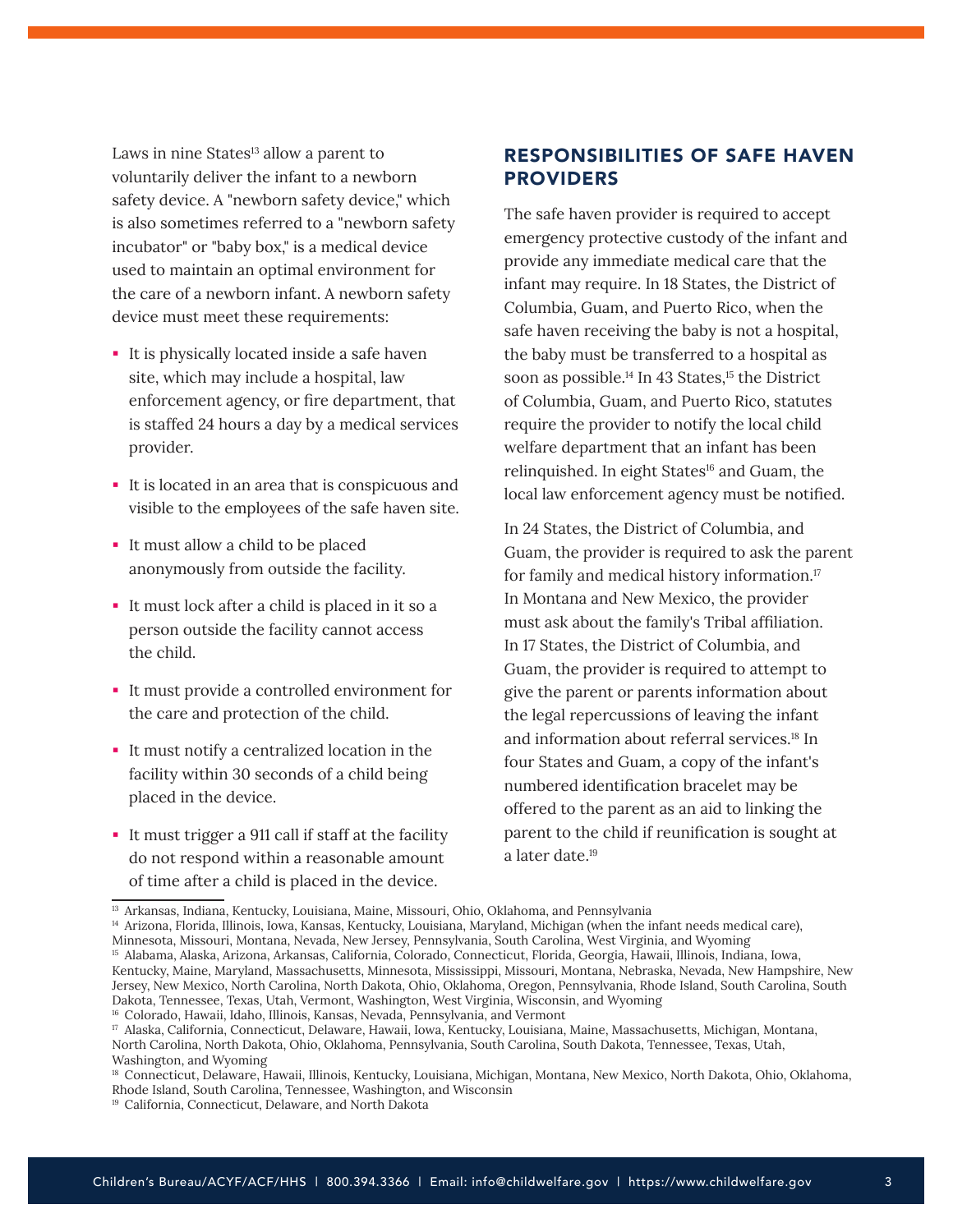Laws in nine States[13] allow a parent to voluntarily deliver the infant to a newborn safety device. A "newborn safety device," which is also sometimes referred to a "newborn safety incubator" or "baby box," is a medical device used to maintain an optimal environment for the care of a newborn infant. A newborn safety device must meet these requirements:

- It is physically located inside a safe haven site, which may include a hospital, law enforcement agency, or fire department, that is staffed 24 hours a day by a medical services provider.
- It is located in an area that is conspicuous and visible to the employees of the safe haven site.
- It must allow a child to be placed anonymously from outside the facility.
- It must lock after a child is placed in it so a person outside the facility cannot access the child.
- It must provide a controlled environment for the care and protection of the child.
- It must notify a centralized location in the facility within 30 seconds of a child being placed in the device.
- It must trigger a 911 call if staff at the facility do not respond within a reasonable amount of time after a child is placed in the device.

## RESPONSIBILITIES OF SAFE HAVEN PROVIDERS

The safe haven provider is required to accept emergency protective custody of the infant and provide any immediate medical care that the infant may require. In 18 States, the District of Columbia, Guam, and Puerto Rico, when the safe haven receiving the baby is not a hospital, the baby must be transferred to a hospital as soon as possible.[14] In 43 States,[15] the District of Columbia, Guam, and Puerto Rico, statutes require the provider to notify the local child welfare department that an infant has been relinquished. In eight States[16] and Guam, the local law enforcement agency must be notified.

In 24 States, the District of Columbia, and Guam, the provider is required to ask the parent for family and medical history information.[17] In Montana and New Mexico, the provider must ask about the family's Tribal affiliation. In 17 States, the District of Columbia, and Guam, the provider is required to attempt to give the parent or parents information about the legal repercussions of leaving the infant and information about referral services.[18] In four States and Guam, a copy of the infant's numbered identification bracelet may be offered to the parent as an aid to linking the parent to the child if reunification is sought at a later date.[19]

---

[13] Arkansas, Indiana, Kentucky, Louisiana, Maine, Missouri, Ohio, Oklahoma, and Pennsylvania

[14] Arizona, Florida, Illinois, Iowa, Kansas, Kentucky, Louisiana, Maryland, Michigan (when the infant needs medical care), Minnesota, Missouri, Montana, Nevada, New Jersey, Pennsylvania, South Carolina, West Virginia, and Wyoming

[15] Alabama, Alaska, Arizona, Arkansas, California, Colorado, Connecticut, Florida, Georgia, Hawaii, Illinois, Indiana, Iowa, Kentucky, Maine, Maryland, Massachusetts, Minnesota, Mississippi, Missouri, Montana, Nebraska, Nevada, New Hampshire, New Jersey, New Mexico, North Carolina, North Dakota, Ohio, Oklahoma, Oregon, Pennsylvania, Rhode Island, South Carolina, South Dakota, Tennessee, Texas, Utah, Vermont, Washington, West Virginia, Wisconsin, and Wyoming

[16] Colorado, Hawaii, Idaho, Illinois, Kansas, Nevada, Pennsylvania, and Vermont

[17] Alaska, California, Connecticut, Delaware, Hawaii, Iowa, Kentucky, Louisiana, Maine, Massachusetts, Michigan, Montana, North Carolina, North Dakota, Ohio, Oklahoma, Pennsylvania, South Carolina, South Dakota, Tennessee, Texas, Utah, Washington, and Wyoming

[18] Connecticut, Delaware, Hawaii, Illinois, Kentucky, Louisiana, Michigan, Montana, New Mexico, North Dakota, Ohio, Oklahoma, Rhode Island, South Carolina, Tennessee, Washington, and Wisconsin

[19] California, Connecticut, Delaware, and North Dakota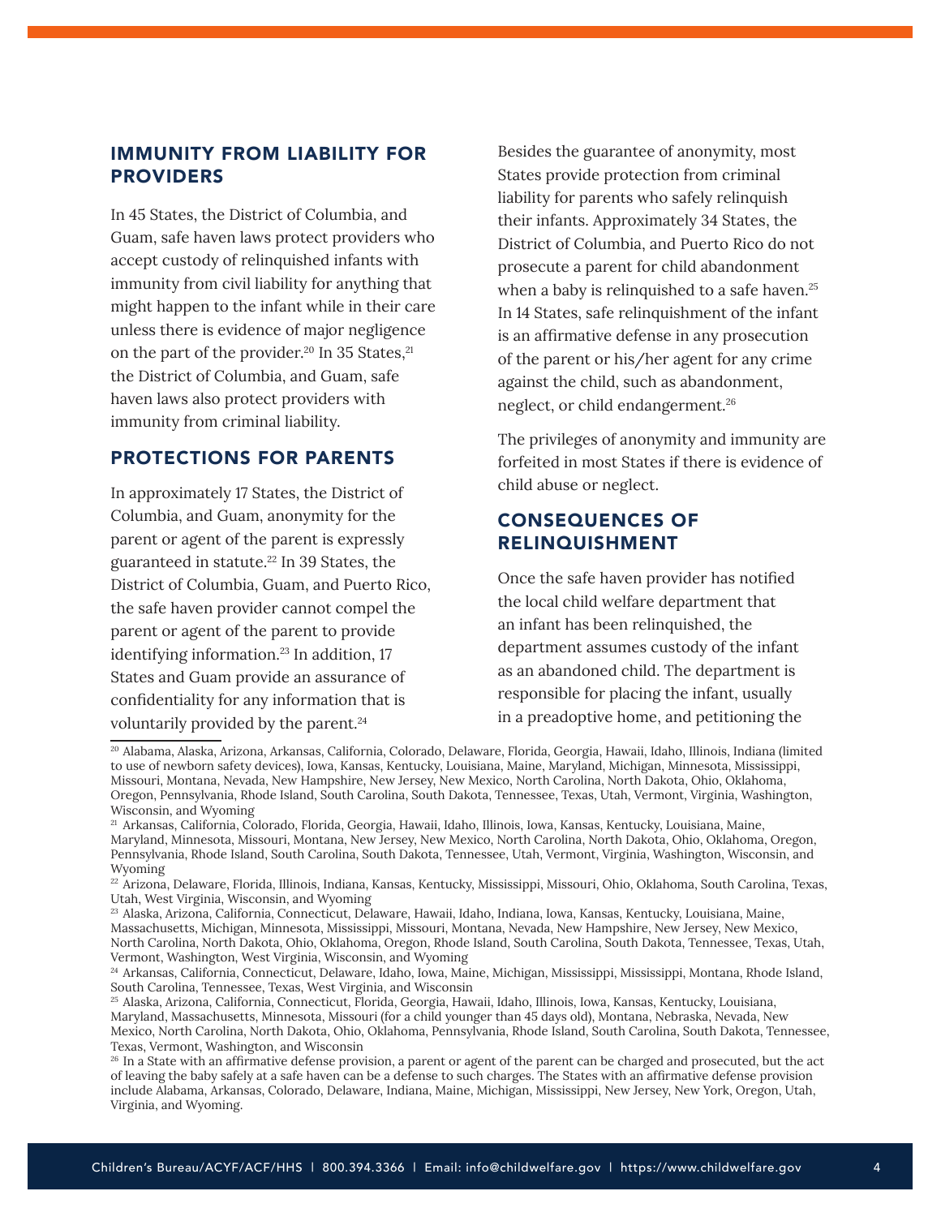## IMMUNITY FROM LIABILITY FOR PROVIDERS

In 45 States, the District of Columbia, and Guam, safe haven laws protect providers who accept custody of relinquished infants with immunity from civil liability for anything that might happen to the infant while in their care unless there is evidence of major negligence on the part of the provider.[20] In 35 States,[21] the District of Columbia, and Guam, safe haven laws also protect providers with immunity from criminal liability.

## PROTECTIONS FOR PARENTS

In approximately 17 States, the District of Columbia, and Guam, anonymity for the parent or agent of the parent is expressly guaranteed in statute.[22] In 39 States, the District of Columbia, Guam, and Puerto Rico, the safe haven provider cannot compel the parent or agent of the parent to provide identifying information.[23] In addition, 17 States and Guam provide an assurance of confidentiality for any information that is voluntarily provided by the parent.[24]

Besides the guarantee of anonymity, most States provide protection from criminal liability for parents who safely relinquish their infants. Approximately 34 States, the District of Columbia, and Puerto Rico do not prosecute a parent for child abandonment when a baby is relinquished to a safe haven.[25] In 14 States, safe relinquishment of the infant is an affirmative defense in any prosecution of the parent or his/her agent for any crime against the child, such as abandonment, neglect, or child endangerment.[26]

The privileges of anonymity and immunity are forfeited in most States if there is evidence of child abuse or neglect.

## CONSEQUENCES OF RELINQUISHMENT

Once the safe haven provider has notified the local child welfare department that an infant has been relinquished, the department assumes custody of the infant as an abandoned child. The department is responsible for placing the infant, usually in a preadoptive home, and petitioning the

---

[20] Alabama, Alaska, Arizona, Arkansas, California, Colorado, Delaware, Florida, Georgia, Hawaii, Idaho, Illinois, Indiana (limited to use of newborn safety devices), Iowa, Kansas, Kentucky, Louisiana, Maine, Maryland, Michigan, Minnesota, Mississippi, Missouri, Montana, Nevada, New Hampshire, New Jersey, New Mexico, North Carolina, North Dakota, Ohio, Oklahoma, Oregon, Pennsylvania, Rhode Island, South Carolina, South Dakota, Tennessee, Texas, Utah, Vermont, Virginia, Washington, Wisconsin, and Wyoming

[21] Arkansas, California, Colorado, Florida, Georgia, Hawaii, Idaho, Illinois, Iowa, Kansas, Kentucky, Louisiana, Maine, Maryland, Minnesota, Missouri, Montana, New Jersey, New Mexico, North Carolina, North Dakota, Ohio, Oklahoma, Oregon, Pennsylvania, Rhode Island, South Carolina, South Dakota, Tennessee, Utah, Vermont, Virginia, Washington, Wisconsin, and Wyoming

[22] Arizona, Delaware, Florida, Illinois, Indiana, Kansas, Kentucky, Mississippi, Missouri, Ohio, Oklahoma, South Carolina, Texas, Utah, West Virginia, Wisconsin, and Wyoming

[23] Alaska, Arizona, California, Connecticut, Delaware, Hawaii, Idaho, Indiana, Iowa, Kansas, Kentucky, Louisiana, Maine, Massachusetts, Michigan, Minnesota, Mississippi, Missouri, Montana, Nevada, New Hampshire, New Jersey, New Mexico, North Carolina, North Dakota, Ohio, Oklahoma, Oregon, Rhode Island, South Carolina, South Dakota, Tennessee, Texas, Utah, Vermont, Washington, West Virginia, Wisconsin, and Wyoming

[24] Arkansas, California, Connecticut, Delaware, Idaho, Iowa, Maine, Michigan, Mississippi, Mississippi, Montana, Rhode Island, South Carolina, Tennessee, Texas, West Virginia, and Wisconsin

[25] Alaska, Arizona, California, Connecticut, Florida, Georgia, Hawaii, Idaho, Illinois, Iowa, Kansas, Kentucky, Louisiana, Maryland, Massachusetts, Minnesota, Missouri (for a child younger than 45 days old), Montana, Nebraska, Nevada, New Mexico, North Carolina, North Dakota, Ohio, Oklahoma, Pennsylvania, Rhode Island, South Carolina, South Dakota, Tennessee, Texas, Vermont, Washington, and Wisconsin

[26] In a State with an affirmative defense provision, a parent or agent of the parent can be charged and prosecuted, but the act of leaving the baby safely at a safe haven can be a defense to such charges. The States with an affirmative defense provision include Alabama, Arkansas, Colorado, Delaware, Indiana, Maine, Michigan, Mississippi, New Jersey, New York, Oregon, Utah, Virginia, and Wyoming.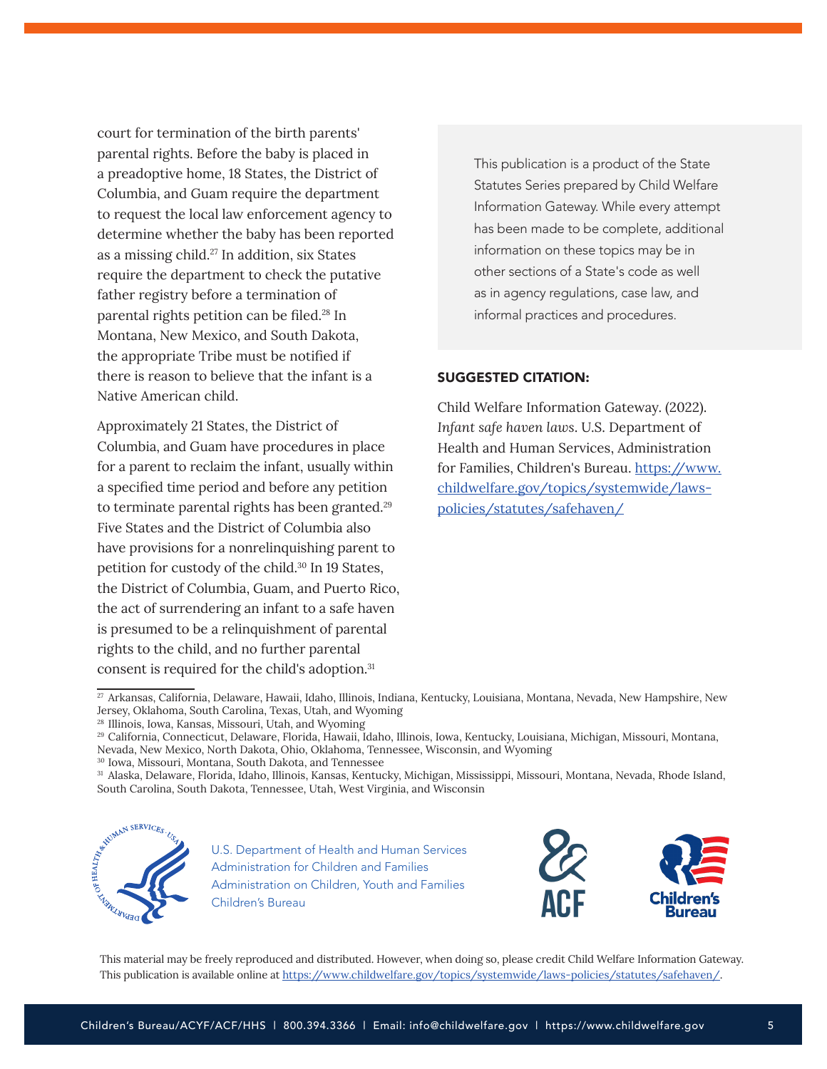court for termination of the birth parents' parental rights. Before the baby is placed in a preadoptive home, 18 States, the District of Columbia, and Guam require the department to request the local law enforcement agency to determine whether the baby has been reported as a missing child.[27] In addition, six States require the department to check the putative father registry before a termination of parental rights petition can be filed.[28] In Montana, New Mexico, and South Dakota, the appropriate Tribe must be notified if there is reason to believe that the infant is a Native American child.

Approximately 21 States, the District of Columbia, and Guam have procedures in place for a parent to reclaim the infant, usually within a specified time period and before any petition to terminate parental rights has been granted.[29] Five States and the District of Columbia also have provisions for a nonrelinquishing parent to petition for custody of the child.[30] In 19 States, the District of Columbia, Guam, and Puerto Rico, the act of surrendering an infant to a safe haven is presumed to be a relinquishment of parental rights to the child, and no further parental consent is required for the child's adoption.[31]

This publication is a product of the State Statutes Series prepared by Child Welfare Information Gateway. While every attempt has been made to be complete, additional information on these topics may be in other sections of a State's code as well as in agency regulations, case law, and informal practices and procedures.

**SUGGESTED CITATION:**

Child Welfare Information Gateway. (2022). *Infant safe haven laws*. U.S. Department of Health and Human Services, Administration for Families, Children's Bureau. https://www.childwelfare.gov/topics/systemwide/laws-policies/statutes/safehaven/

---

[27] Arkansas, California, Delaware, Hawaii, Idaho, Illinois, Indiana, Kentucky, Louisiana, Montana, Nevada, New Hampshire, New Jersey, Oklahoma, South Carolina, Texas, Utah, and Wyoming

[28] Illinois, Iowa, Kansas, Missouri, Utah, and Wyoming

[29] California, Connecticut, Delaware, Florida, Hawaii, Idaho, Illinois, Iowa, Kentucky, Louisiana, Michigan, Missouri, Montana, Nevada, New Mexico, North Dakota, Ohio, Oklahoma, Tennessee, Wisconsin, and Wyoming

[30] Iowa, Missouri, Montana, South Dakota, and Tennessee

[31] Alaska, Delaware, Florida, Idaho, Illinois, Kansas, Kentucky, Michigan, Mississippi, Missouri, Montana, Nevada, Rhode Island, South Carolina, South Dakota, Tennessee, Utah, West Virginia, and Wisconsin

U.S. Department of Health and Human Services
Administration for Children and Families
Administration on Children, Youth and Families
Children's Bureau

This material may be freely reproduced and distributed. However, when doing so, please credit Child Welfare Information Gateway. This publication is available online at https://www.childwelfare.gov/topics/systemwide/laws-policies/statutes/safehaven/.